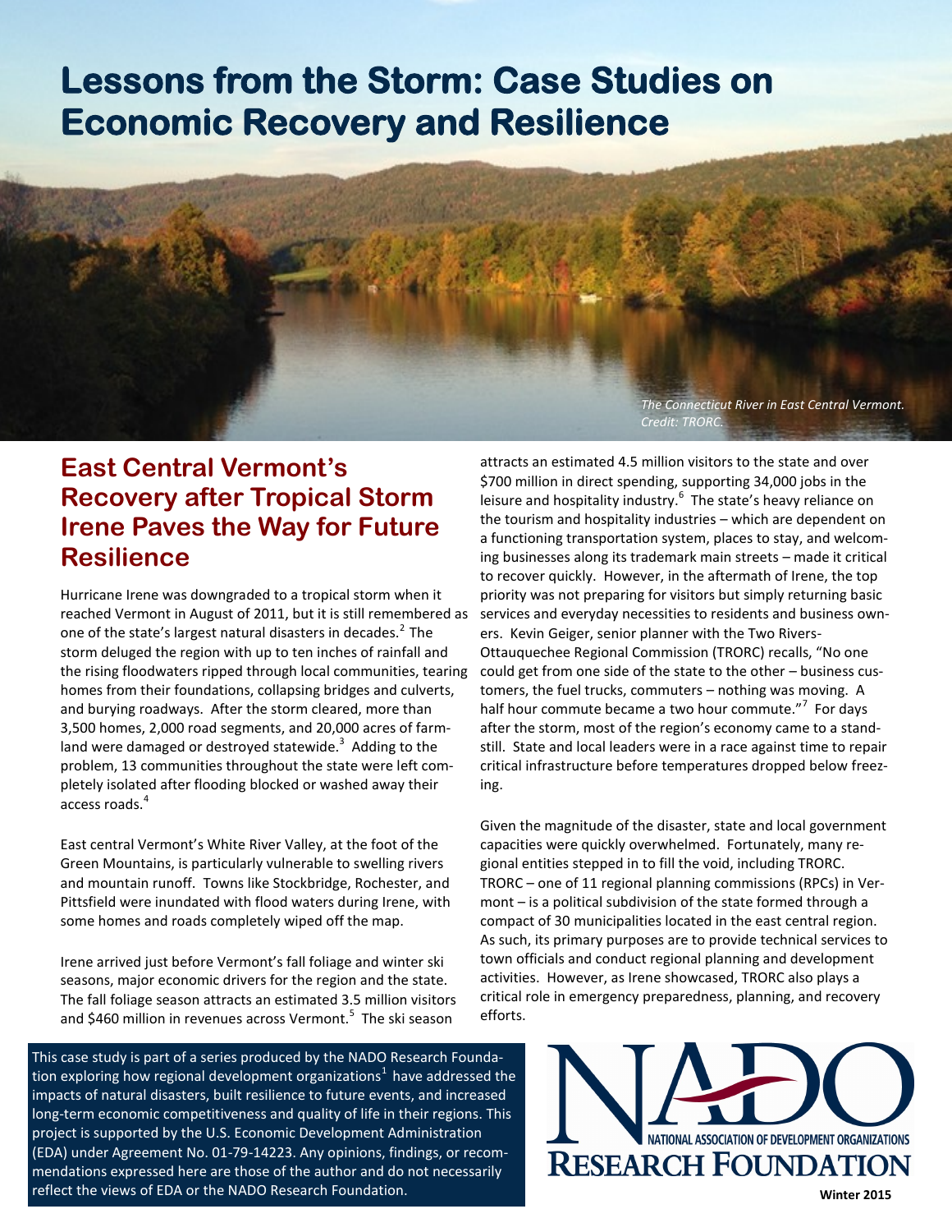# Lessons from the Storm: Case Studies on Economic Recovery and Resilience

*The Connecticut River in East Central Vermont. Credit: TRORC.*

## East Central Vermont's Recovery after Tropical Storm Irene Paves the Way for Future Resilience

Hurricane Irene was downgraded to a tropical storm when it reached Vermont in August of 2011, but it is still remembered as one of the state's largest natural disasters in decades.[2] The storm deluged the region with up to ten inches of rainfall and the rising floodwaters ripped through local communities, tearing homes from their foundations, collapsing bridges and culverts, and burying roadways. After the storm cleared, more than 3,500 homes, 2,000 road segments, and 20,000 acres of farmland were damaged or destroyed statewide.[3] Adding to the problem, 13 communities throughout the state were left completely isolated after flooding blocked or washed away their access roads.[4]

East central Vermont's White River Valley, at the foot of the Green Mountains, is particularly vulnerable to swelling rivers and mountain runoff. Towns like Stockbridge, Rochester, and Pittsfield were inundated with flood waters during Irene, with some homes and roads completely wiped off the map.

Irene arrived just before Vermont's fall foliage and winter ski seasons, major economic drivers for the region and the state. The fall foliage season attracts an estimated 3.5 million visitors and $460 million in revenues across Vermont.[5] The ski season attracts an estimated 4.5 million visitors to the state and over $700 million in direct spending, supporting 34,000 jobs in the leisure and hospitality industry.[6] The state's heavy reliance on the tourism and hospitality industries – which are dependent on a functioning transportation system, places to stay, and welcoming businesses along its trademark main streets – made it critical to recover quickly. However, in the aftermath of Irene, the top priority was not preparing for visitors but simply returning basic services and everyday necessities to residents and business owners. Kevin Geiger, senior planner with the Two Rivers-Ottauquechee Regional Commission (TRORC) recalls, "No one could get from one side of the state to the other – business customers, the fuel trucks, commuters – nothing was moving. A half hour commute became a two hour commute."[7] For days after the storm, most of the region's economy came to a standstill. State and local leaders were in a race against time to repair critical infrastructure before temperatures dropped below freezing.

Given the magnitude of the disaster, state and local government capacities were quickly overwhelmed. Fortunately, many regional entities stepped in to fill the void, including TRORC. TRORC – one of 11 regional planning commissions (RPCs) in Vermont – is a political subdivision of the state formed through a compact of 30 municipalities located in the east central region. As such, its primary purposes are to provide technical services to town officials and conduct regional planning and development activities. However, as Irene showcased, TRORC also plays a critical role in emergency preparedness, planning, and recovery efforts.

This case study is part of a series produced by the NADO Research Foundation exploring how regional development organizations[1] have addressed the impacts of natural disasters, built resilience to future events, and increased long-term economic competitiveness and quality of life in their regions. This project is supported by the U.S. Economic Development Administration (EDA) under Agreement No. 01-79-14223. Any opinions, findings, or recommendations expressed here are those of the author and do not necessarily reflect the views of EDA or the NADO Research Foundation.

NADO — National Association of Development Organizations Research Foundation

Winter 2015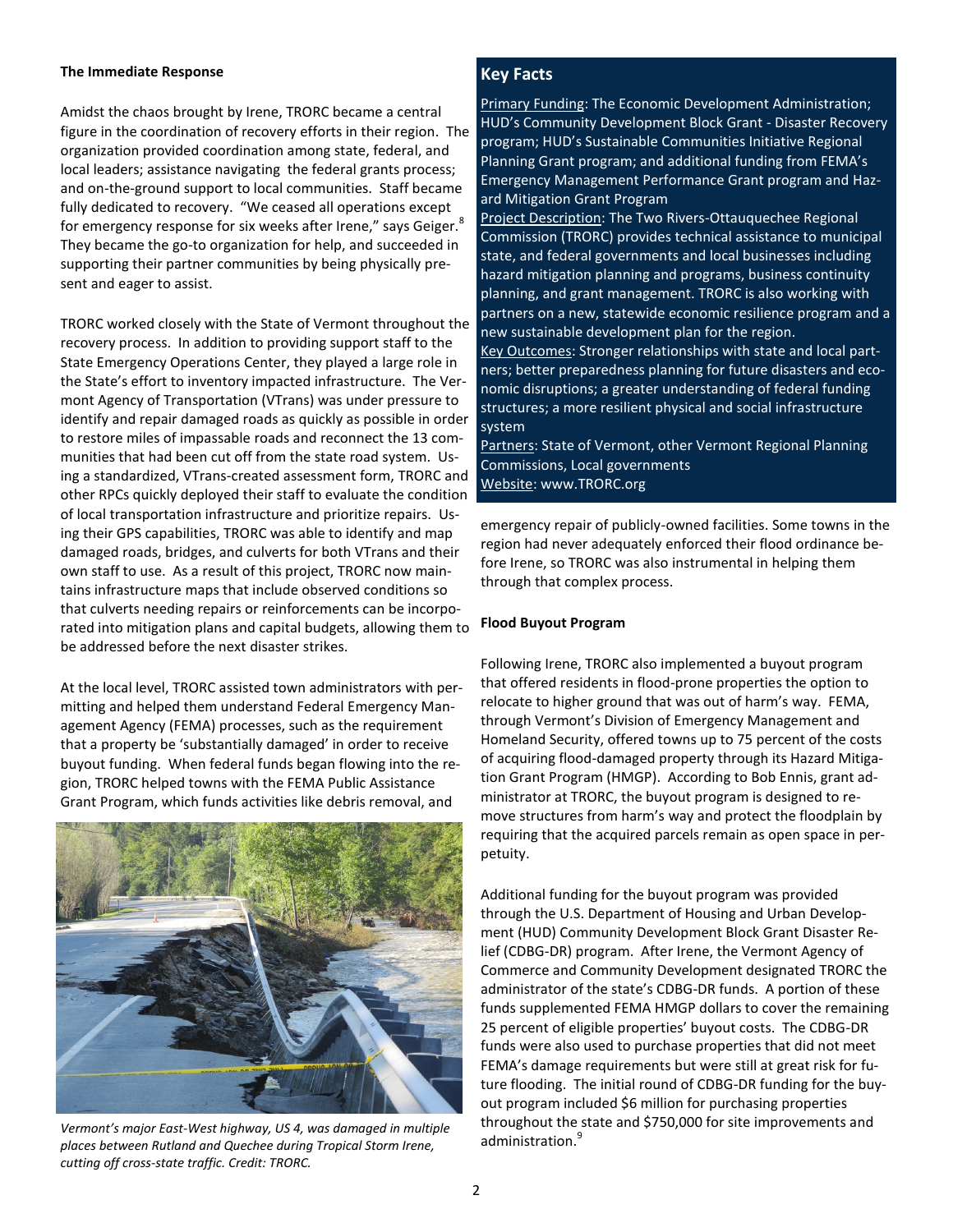**The Immediate Response**

Amidst the chaos brought by Irene, TRORC became a central figure in the coordination of recovery efforts in their region. The organization provided coordination among state, federal, and local leaders; assistance navigating the federal grants process; and on-the-ground support to local communities. Staff became fully dedicated to recovery. "We ceased all operations except for emergency response for six weeks after Irene," says Geiger.[8] They became the go-to organization for help, and succeeded in supporting their partner communities by being physically present and eager to assist.

TRORC worked closely with the State of Vermont throughout the recovery process. In addition to providing support staff to the State Emergency Operations Center, they played a large role in the State's effort to inventory impacted infrastructure. The Vermont Agency of Transportation (VTrans) was under pressure to identify and repair damaged roads as quickly as possible in order to restore miles of impassable roads and reconnect the 13 communities that had been cut off from the state road system. Using a standardized, VTrans-created assessment form, TRORC and other RPCs quickly deployed their staff to evaluate the condition of local transportation infrastructure and prioritize repairs. Using their GPS capabilities, TRORC was able to identify and map damaged roads, bridges, and culverts for both VTrans and their own staff to use. As a result of this project, TRORC now maintains infrastructure maps that include observed conditions so that culverts needing repairs or reinforcements can be incorporated into mitigation plans and capital budgets, allowing them to be addressed before the next disaster strikes.

At the local level, TRORC assisted town administrators with permitting and helped them understand Federal Emergency Management Agency (FEMA) processes, such as the requirement that a property be 'substantially damaged' in order to receive buyout funding. When federal funds began flowing into the region, TRORC helped towns with the FEMA Public Assistance Grant Program, which funds activities like debris removal, and emergency repair of publicly-owned facilities. Some towns in the region had never adequately enforced their flood ordinance before Irene, so TRORC was also instrumental in helping them through that complex process.

*Vermont's major East-West highway, US 4, was damaged in multiple places between Rutland and Quechee during Tropical Storm Irene, cutting off cross-state traffic. Credit: TRORC.*

## Key Facts

Primary Funding: The Economic Development Administration; HUD's Community Development Block Grant - Disaster Recovery program; HUD's Sustainable Communities Initiative Regional Planning Grant program; and additional funding from FEMA's Emergency Management Performance Grant program and Hazard Mitigation Grant Program

Project Description: The Two Rivers-Ottauquechee Regional Commission (TRORC) provides technical assistance to municipal state, and federal governments and local businesses including hazard mitigation planning and programs, business continuity planning, and grant management. TRORC is also working with partners on a new, statewide economic resilience program and a new sustainable development plan for the region.

Key Outcomes: Stronger relationships with state and local partners; better preparedness planning for future disasters and economic disruptions; a greater understanding of federal funding structures; a more resilient physical and social infrastructure system

Partners: State of Vermont, other Vermont Regional Planning Commissions, Local governments

Website: www.TRORC.org

**Flood Buyout Program**

Following Irene, TRORC also implemented a buyout program that offered residents in flood-prone properties the option to relocate to higher ground that was out of harm's way. FEMA, through Vermont's Division of Emergency Management and Homeland Security, offered towns up to 75 percent of the costs of acquiring flood-damaged property through its Hazard Mitigation Grant Program (HMGP). According to Bob Ennis, grant administrator at TRORC, the buyout program is designed to remove structures from harm's way and protect the floodplain by requiring that the acquired parcels remain as open space in perpetuity.

Additional funding for the buyout program was provided through the U.S. Department of Housing and Urban Development (HUD) Community Development Block Grant Disaster Relief (CDBG-DR) program. After Irene, the Vermont Agency of Commerce and Community Development designated TRORC the administrator of the state's CDBG-DR funds. A portion of these funds supplemented FEMA HMGP dollars to cover the remaining 25 percent of eligible properties' buyout costs. The CDBG-DR funds were also used to purchase properties that did not meet FEMA's damage requirements but were still at great risk for future flooding. The initial round of CDBG-DR funding for the buyout program included $6 million for purchasing properties throughout the state and $750,000 for site improvements and administration.[9]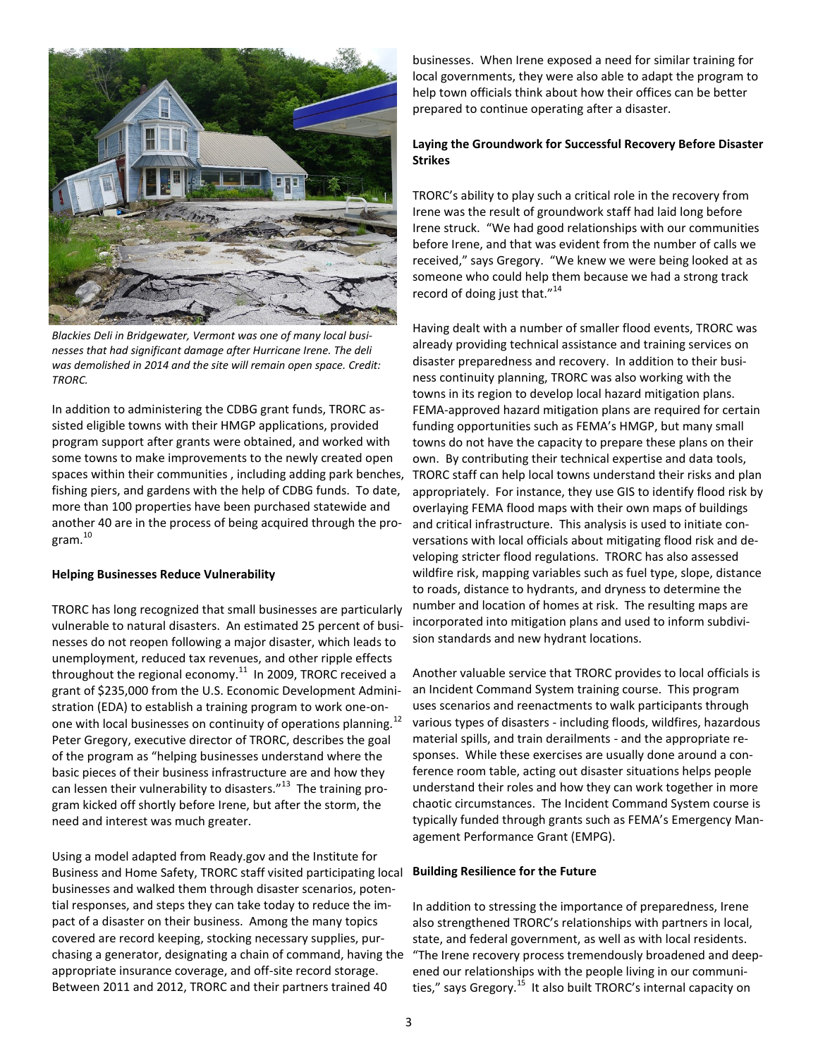*Blackies Deli in Bridgewater, Vermont was one of many local businesses that had significant damage after Hurricane Irene. The deli was demolished in 2014 and the site will remain open space. Credit: TRORC.*

In addition to administering the CDBG grant funds, TRORC assisted eligible towns with their HMGP applications, provided program support after grants were obtained, and worked with some towns to make improvements to the newly created open spaces within their communities , including adding park benches, fishing piers, and gardens with the help of CDBG funds. To date, more than 100 properties have been purchased statewide and another 40 are in the process of being acquired through the program.[10]

**Helping Businesses Reduce Vulnerability**

TRORC has long recognized that small businesses are particularly vulnerable to natural disasters. An estimated 25 percent of businesses do not reopen following a major disaster, which leads to unemployment, reduced tax revenues, and other ripple effects throughout the regional economy.[11] In 2009, TRORC received a grant of $235,000 from the U.S. Economic Development Administration (EDA) to establish a training program to work one-on-one with local businesses on continuity of operations planning.[12] Peter Gregory, executive director of TRORC, describes the goal of the program as "helping businesses understand where the basic pieces of their business infrastructure are and how they can lessen their vulnerability to disasters."[13] The training program kicked off shortly before Irene, but after the storm, the need and interest was much greater.

Using a model adapted from Ready.gov and the Institute for Business and Home Safety, TRORC staff visited participating local businesses and walked them through disaster scenarios, potential responses, and steps they can take today to reduce the impact of a disaster on their business. Among the many topics covered are record keeping, stocking necessary supplies, purchasing a generator, designating a chain of command, having the appropriate insurance coverage, and off-site record storage. Between 2011 and 2012, TRORC and their partners trained 40 businesses. When Irene exposed a need for similar training for local governments, they were also able to adapt the program to help town officials think about how their offices can be better prepared to continue operating after a disaster.

**Laying the Groundwork for Successful Recovery Before Disaster Strikes**

TRORC's ability to play such a critical role in the recovery from Irene was the result of groundwork staff had laid long before Irene struck. "We had good relationships with our communities before Irene, and that was evident from the number of calls we received," says Gregory. "We knew we were being looked at as someone who could help them because we had a strong track record of doing just that."[14]

Having dealt with a number of smaller flood events, TRORC was already providing technical assistance and training services on disaster preparedness and recovery. In addition to their business continuity planning, TRORC was also working with the towns in its region to develop local hazard mitigation plans. FEMA-approved hazard mitigation plans are required for certain funding opportunities such as FEMA's HMGP, but many small towns do not have the capacity to prepare these plans on their own. By contributing their technical expertise and data tools, TRORC staff can help local towns understand their risks and plan appropriately. For instance, they use GIS to identify flood risk by overlaying FEMA flood maps with their own maps of buildings and critical infrastructure. This analysis is used to initiate conversations with local officials about mitigating flood risk and developing stricter flood regulations. TRORC has also assessed wildfire risk, mapping variables such as fuel type, slope, distance to roads, distance to hydrants, and dryness to determine the number and location of homes at risk. The resulting maps are incorporated into mitigation plans and used to inform subdivision standards and new hydrant locations.

Another valuable service that TRORC provides to local officials is an Incident Command System training course. This program uses scenarios and reenactments to walk participants through various types of disasters - including floods, wildfires, hazardous material spills, and train derailments - and the appropriate responses. While these exercises are usually done around a conference room table, acting out disaster situations helps people understand their roles and how they can work together in more chaotic circumstances. The Incident Command System course is typically funded through grants such as FEMA's Emergency Management Performance Grant (EMPG).

**Building Resilience for the Future**

In addition to stressing the importance of preparedness, Irene also strengthened TRORC's relationships with partners in local, state, and federal government, as well as with local residents. "The Irene recovery process tremendously broadened and deepened our relationships with the people living in our communities," says Gregory.[15] It also built TRORC's internal capacity on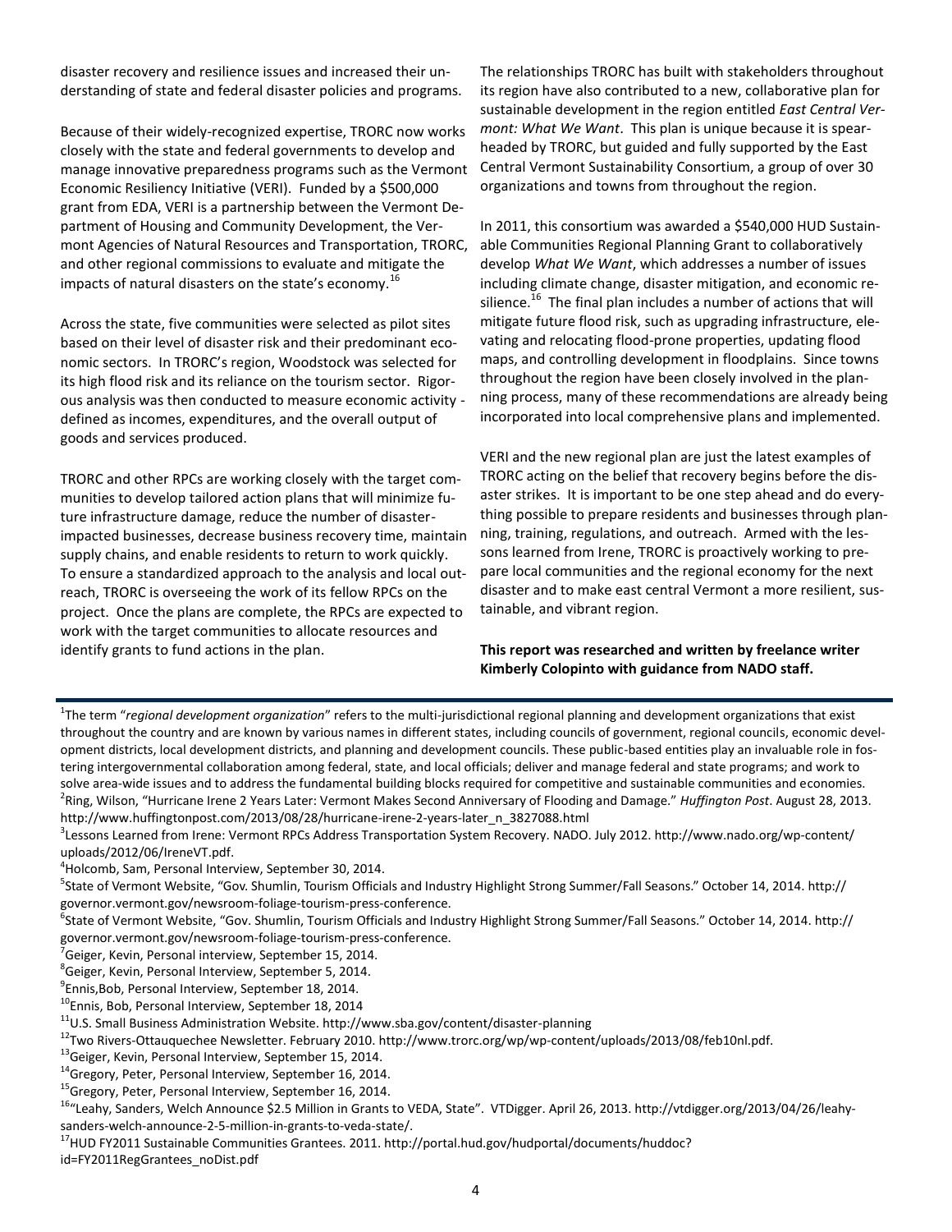disaster recovery and resilience issues and increased their understanding of state and federal disaster policies and programs.

Because of their widely-recognized expertise, TRORC now works closely with the state and federal governments to develop and manage innovative preparedness programs such as the Vermont Economic Resiliency Initiative (VERI). Funded by a $500,000 grant from EDA, VERI is a partnership between the Vermont Department of Housing and Community Development, the Vermont Agencies of Natural Resources and Transportation, TRORC, and other regional commissions to evaluate and mitigate the impacts of natural disasters on the state's economy.[16]

Across the state, five communities were selected as pilot sites based on their level of disaster risk and their predominant economic sectors. In TRORC's region, Woodstock was selected for its high flood risk and its reliance on the tourism sector. Rigorous analysis was then conducted to measure economic activity - defined as incomes, expenditures, and the overall output of goods and services produced.

TRORC and other RPCs are working closely with the target communities to develop tailored action plans that will minimize future infrastructure damage, reduce the number of disaster-impacted businesses, decrease business recovery time, maintain supply chains, and enable residents to return to work quickly. To ensure a standardized approach to the analysis and local outreach, TRORC is overseeing the work of its fellow RPCs on the project. Once the plans are complete, the RPCs are expected to work with the target communities to allocate resources and identify grants to fund actions in the plan.

The relationships TRORC has built with stakeholders throughout its region have also contributed to a new, collaborative plan for sustainable development in the region entitled *East Central Vermont: What We Want*. This plan is unique because it is spearheaded by TRORC, but guided and fully supported by the East Central Vermont Sustainability Consortium, a group of over 30 organizations and towns from throughout the region.

In 2011, this consortium was awarded a $540,000 HUD Sustainable Communities Regional Planning Grant to collaboratively develop *What We Want*, which addresses a number of issues including climate change, disaster mitigation, and economic resilience.[16] The final plan includes a number of actions that will mitigate future flood risk, such as upgrading infrastructure, elevating and relocating flood-prone properties, updating flood maps, and controlling development in floodplains. Since towns throughout the region have been closely involved in the planning process, many of these recommendations are already being incorporated into local comprehensive plans and implemented.

VERI and the new regional plan are just the latest examples of TRORC acting on the belief that recovery begins before the disaster strikes. It is important to be one step ahead and do everything possible to prepare residents and businesses through planning, training, regulations, and outreach. Armed with the lessons learned from Irene, TRORC is proactively working to prepare local communities and the regional economy for the next disaster and to make east central Vermont a more resilient, sustainable, and vibrant region.

**This report was researched and written by freelance writer Kimberly Colopinto with guidance from NADO staff.**

---

[1]The term "*regional development organization*" refers to the multi-jurisdictional regional planning and development organizations that exist throughout the country and are known by various names in different states, including councils of government, regional councils, economic development districts, local development districts, and planning and development councils. These public-based entities play an invaluable role in fostering intergovernmental collaboration among federal, state, and local officials; deliver and manage federal and state programs; and work to solve area-wide issues and to address the fundamental building blocks required for competitive and sustainable communities and economies.
[2]Ring, Wilson, "Hurricane Irene 2 Years Later: Vermont Makes Second Anniversary of Flooding and Damage." *Huffington Post*. August 28, 2013. http://www.huffingtonpost.com/2013/08/28/hurricane-irene-2-years-later_n_3827088.html
[3]Lessons Learned from Irene: Vermont RPCs Address Transportation System Recovery. NADO. July 2012. http://www.nado.org/wp-content/uploads/2012/06/IreneVT.pdf.
[4]Holcomb, Sam, Personal Interview, September 30, 2014.
[5]State of Vermont Website, "Gov. Shumlin, Tourism Officials and Industry Highlight Strong Summer/Fall Seasons." October 14, 2014. http://governor.vermont.gov/newsroom-foliage-tourism-press-conference.
[6]State of Vermont Website, "Gov. Shumlin, Tourism Officials and Industry Highlight Strong Summer/Fall Seasons." October 14, 2014. http://governor.vermont.gov/newsroom-foliage-tourism-press-conference.
[7]Geiger, Kevin, Personal interview, September 15, 2014.
[8]Geiger, Kevin, Personal Interview, September 5, 2014.
[9]Ennis,Bob, Personal Interview, September 18, 2014.
[10]Ennis, Bob, Personal Interview, September 18, 2014
[11]U.S. Small Business Administration Website. http://www.sba.gov/content/disaster-planning
[12]Two Rivers-Ottauquechee Newsletter. February 2010. http://www.trorc.org/wp/wp-content/uploads/2013/08/feb10nl.pdf.
[13]Geiger, Kevin, Personal Interview, September 15, 2014.
[14]Gregory, Peter, Personal Interview, September 16, 2014.
[15]Gregory, Peter, Personal Interview, September 16, 2014.
[16]"Leahy, Sanders, Welch Announce $2.5 Million in Grants to VEDA, State". VTDigger. April 26, 2013. http://vtdigger.org/2013/04/26/leahy-sanders-welch-announce-2-5-million-in-grants-to-veda-state/.
[17]HUD FY2011 Sustainable Communities Grantees. 2011. http://portal.hud.gov/hudportal/documents/huddoc?id=FY2011RegGrantees_noDist.pdf